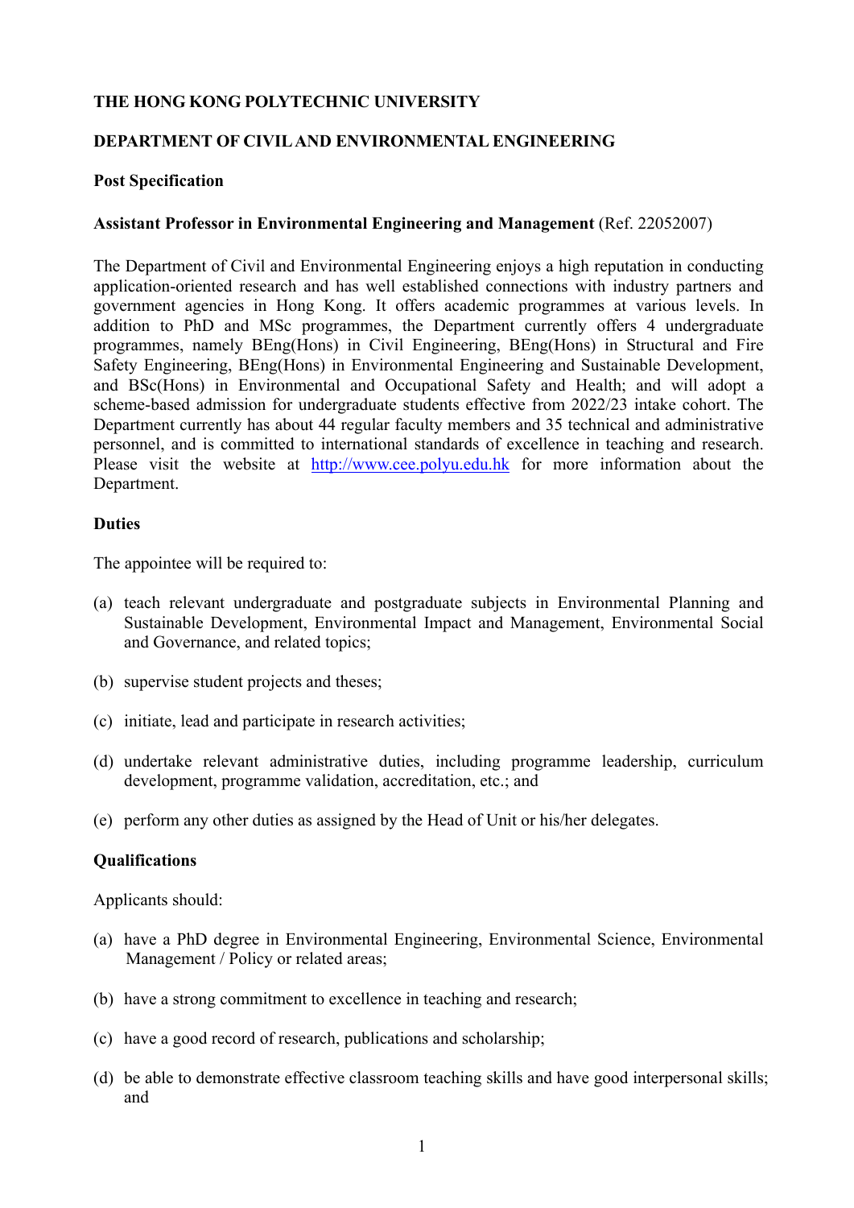**THE HONG KONG POLYTECHNIC UNIVERSITY**

**DEPARTMENT OF CIVIL AND ENVIRONMENTAL ENGINEERING**

**Post Specification**

**Assistant Professor in Environmental Engineering and Management** (Ref. 22052007)

The Department of Civil and Environmental Engineering enjoys a high reputation in conducting application-oriented research and has well established connections with industry partners and government agencies in Hong Kong. It offers academic programmes at various levels. In addition to PhD and MSc programmes, the Department currently offers 4 undergraduate programmes, namely BEng(Hons) in Civil Engineering, BEng(Hons) in Structural and Fire Safety Engineering, BEng(Hons) in Environmental Engineering and Sustainable Development, and BSc(Hons) in Environmental and Occupational Safety and Health; and will adopt a scheme-based admission for undergraduate students effective from 2022/23 intake cohort. The Department currently has about 44 regular faculty members and 35 technical and administrative personnel, and is committed to international standards of excellence in teaching and research. Please visit the website at http://www.cee.polyu.edu.hk for more information about the Department.

**Duties**

The appointee will be required to:

(a) teach relevant undergraduate and postgraduate subjects in Environmental Planning and Sustainable Development, Environmental Impact and Management, Environmental Social and Governance, and related topics;

(b) supervise student projects and theses;

(c) initiate, lead and participate in research activities;

(d) undertake relevant administrative duties, including programme leadership, curriculum development, programme validation, accreditation, etc.; and

(e) perform any other duties as assigned by the Head of Unit or his/her delegates.

**Qualifications**

Applicants should:

(a) have a PhD degree in Environmental Engineering, Environmental Science, Environmental Management / Policy or related areas;

(b) have a strong commitment to excellence in teaching and research;

(c) have a good record of research, publications and scholarship;

(d) be able to demonstrate effective classroom teaching skills and have good interpersonal skills; and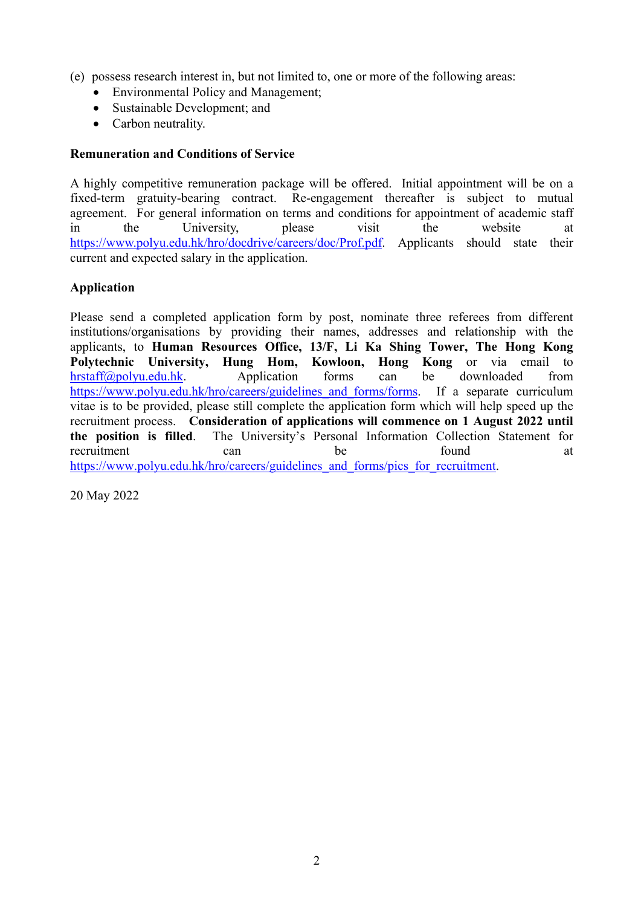(e) possess research interest in, but not limited to, one or more of the following areas:
- Environmental Policy and Management;
- Sustainable Development; and
- Carbon neutrality.

**Remuneration and Conditions of Service**

A highly competitive remuneration package will be offered. Initial appointment will be on a fixed-term gratuity-bearing contract. Re-engagement thereafter is subject to mutual agreement. For general information on terms and conditions for appointment of academic staff in the University, please visit the website at https://www.polyu.edu.hk/hro/docdrive/careers/doc/Prof.pdf. Applicants should state their current and expected salary in the application.

**Application**

Please send a completed application form by post, nominate three referees from different institutions/organisations by providing their names, addresses and relationship with the applicants, to **Human Resources Office, 13/F, Li Ka Shing Tower, The Hong Kong Polytechnic University, Hung Hom, Kowloon, Hong Kong** or via email to hrstaff@polyu.edu.hk. Application forms can be downloaded from https://www.polyu.edu.hk/hro/careers/guidelines_and_forms/forms. If a separate curriculum vitae is to be provided, please still complete the application form which will help speed up the recruitment process. **Consideration of applications will commence on 1 August 2022 until the position is filled**. The University's Personal Information Collection Statement for recruitment can be found at https://www.polyu.edu.hk/hro/careers/guidelines_and_forms/pics_for_recruitment.

20 May 2022